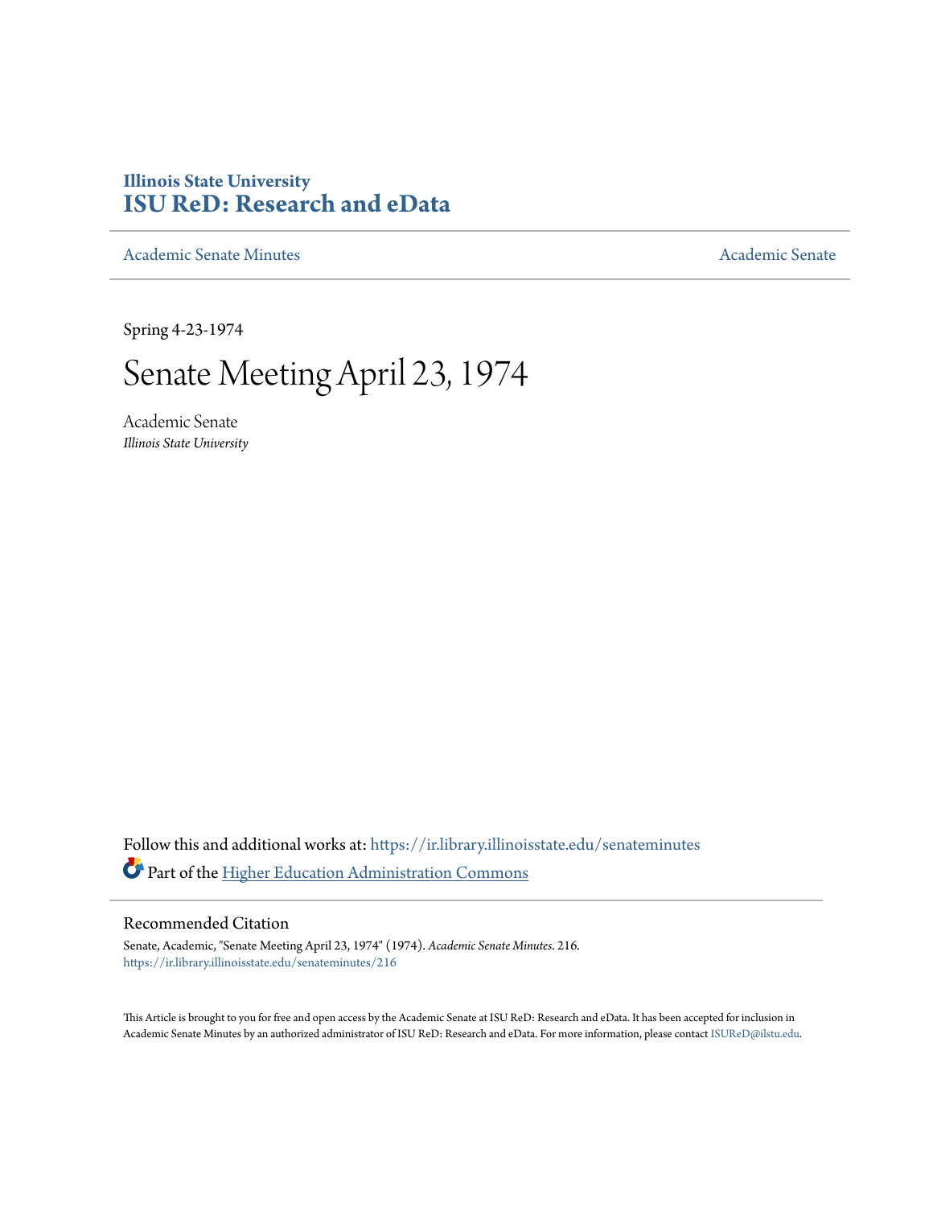Illinois State University

# ISU ReD: Research and eData

Academic Senate Minutes

Academic Senate

Spring 4-23-1974

# Senate Meeting April 23, 1974

Academic Senate
*Illinois State University*

Follow this and additional works at: https://ir.library.illinoisstate.edu/senateminutes

Part of the Higher Education Administration Commons

## Recommended Citation

Senate, Academic, "Senate Meeting April 23, 1974" (1974). *Academic Senate Minutes*. 216.
https://ir.library.illinoisstate.edu/senateminutes/216

This Article is brought to you for free and open access by the Academic Senate at ISU ReD: Research and eData. It has been accepted for inclusion in Academic Senate Minutes by an authorized administrator of ISU ReD: Research and eData. For more information, please contact ISUReD@ilstu.edu.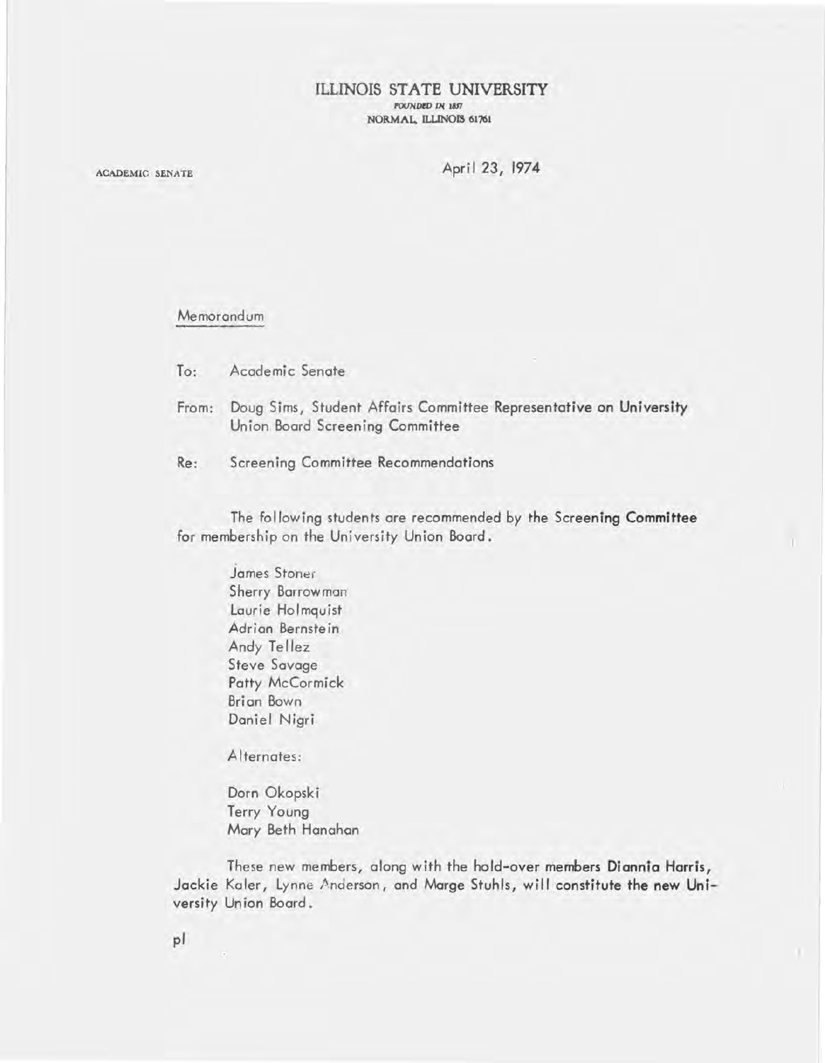# ILLINOIS STATE UNIVERSITY

FOUNDED IN 1857
NORMAL, ILLINOIS 61761

ACADEMIC SENATE

April 23, 1974

Memorandum

To: Academic Senate

From: Doug Sims, Student Affairs Committee Representative on University Union Board Screening Committee

Re: Screening Committee Recommendations

The following students are recommended by the Screening Committee for membership on the University Union Board.

James Stoner
Sherry Barrowman
Laurie Holmquist
Adrian Bernstein
Andy Tellez
Steve Savage
Patty McCormick
Brian Bown
Daniel Nigri

Alternates:

Dorn Okopski
Terry Young
Mary Beth Hanahan

These new members, along with the hold-over members Diannia Harris, Jackie Kaler, Lynne Anderson, and Marge Stuhls, will constitute the new University Union Board.

pl